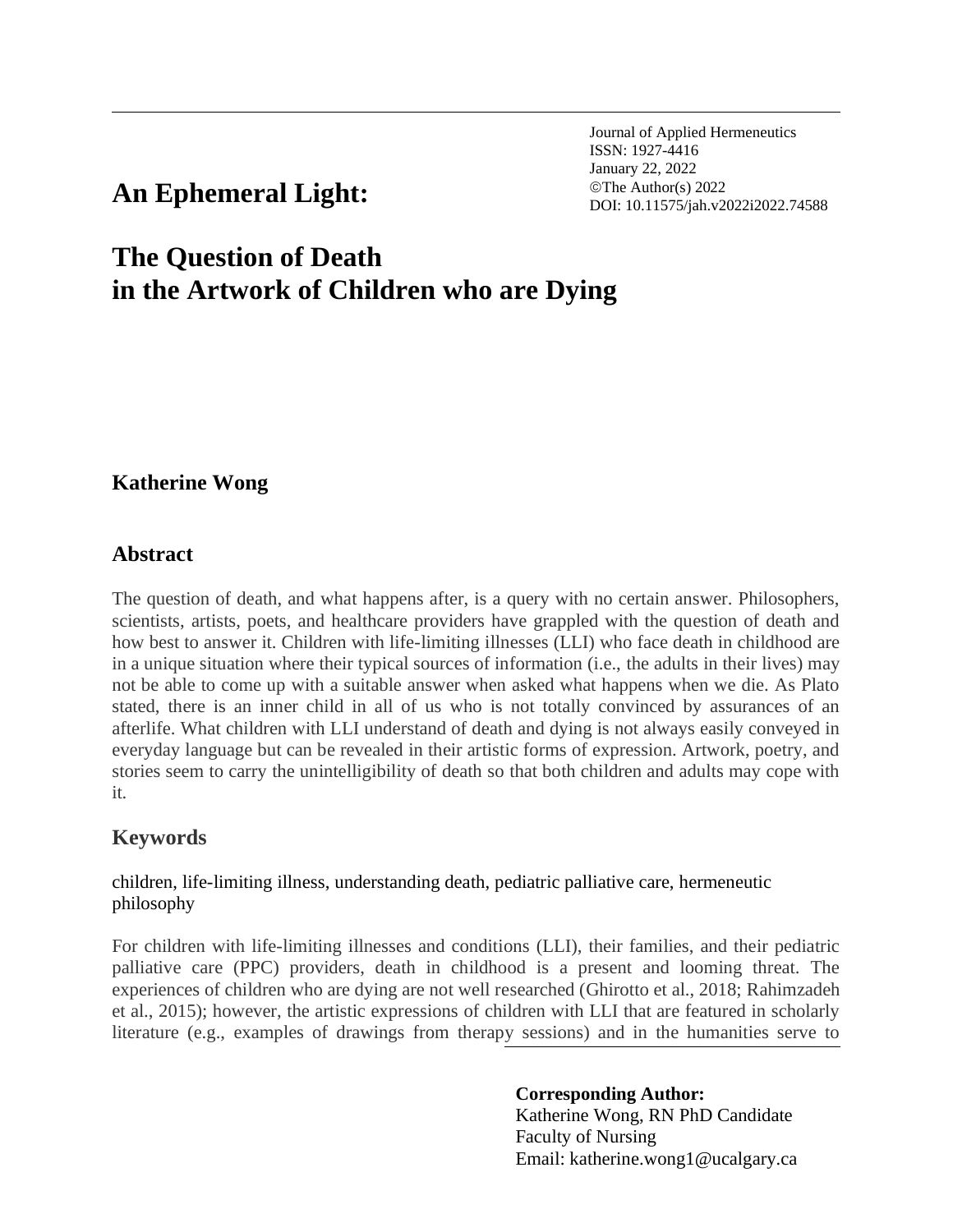Journal of Applied Hermeneutics
ISSN: 1927-4416
January 22, 2022
©The Author(s) 2022
DOI: 10.11575/jah.v2022i2022.74588

# An Ephemeral Light:

# The Question of Death in the Artwork of Children who are Dying

**Katherine Wong**

## Abstract

The question of death, and what happens after, is a query with no certain answer. Philosophers, scientists, artists, poets, and healthcare providers have grappled with the question of death and how best to answer it. Children with life-limiting illnesses (LLI) who face death in childhood are in a unique situation where their typical sources of information (i.e., the adults in their lives) may not be able to come up with a suitable answer when asked what happens when we die. As Plato stated, there is an inner child in all of us who is not totally convinced by assurances of an afterlife. What children with LLI understand of death and dying is not always easily conveyed in everyday language but can be revealed in their artistic forms of expression. Artwork, poetry, and stories seem to carry the unintelligibility of death so that both children and adults may cope with it.

## Keywords

children, life-limiting illness, understanding death, pediatric palliative care, hermeneutic philosophy

For children with life-limiting illnesses and conditions (LLI), their families, and their pediatric palliative care (PPC) providers, death in childhood is a present and looming threat. The experiences of children who are dying are not well researched (Ghirotto et al., 2018; Rahimzadeh et al., 2015); however, the artistic expressions of children with LLI that are featured in scholarly literature (e.g., examples of drawings from therapy sessions) and in the humanities serve to

**Corresponding Author:**
Katherine Wong, RN PhD Candidate
Faculty of Nursing
Email: katherine.wong1@ucalgary.ca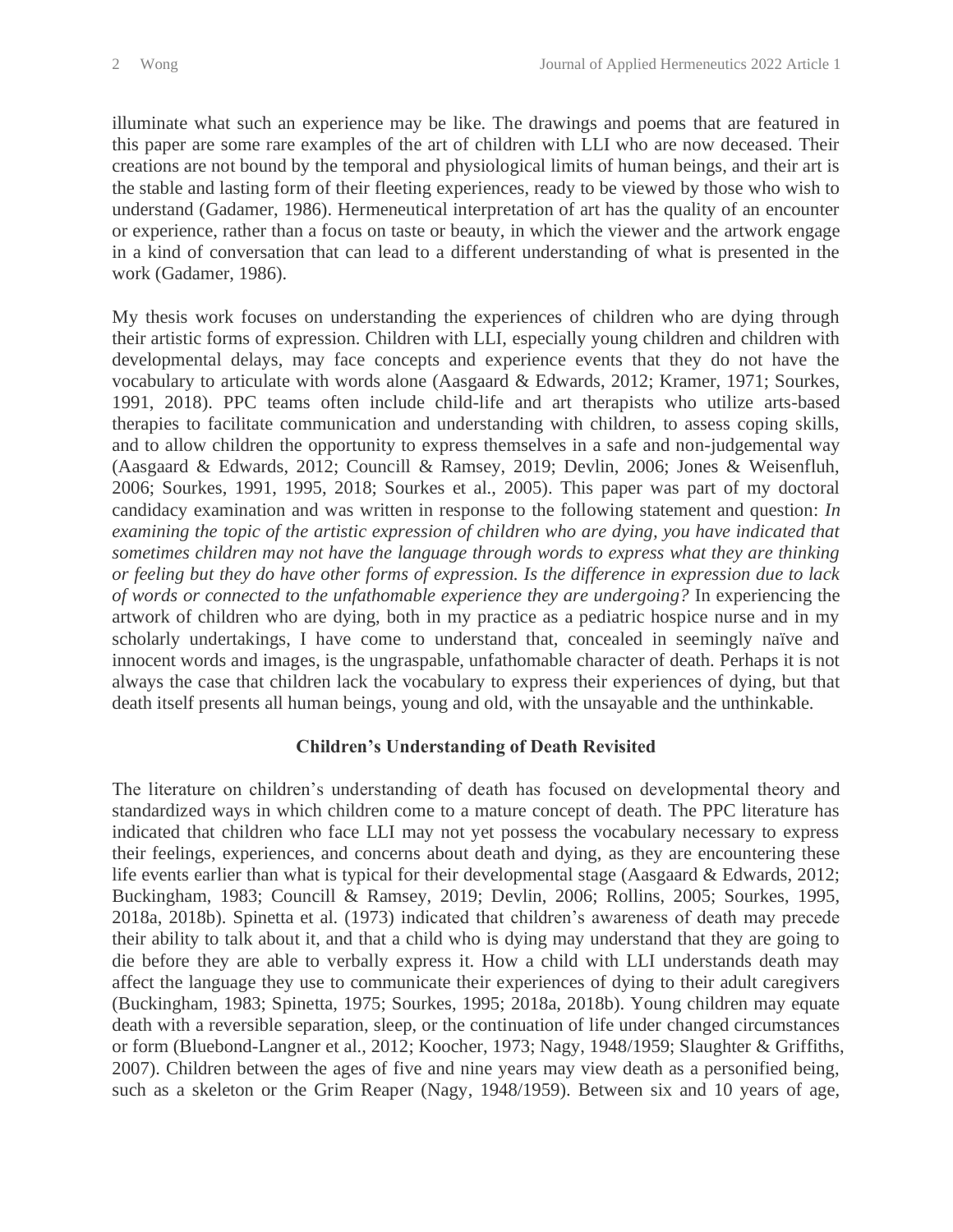illuminate what such an experience may be like. The drawings and poems that are featured in this paper are some rare examples of the art of children with LLI who are now deceased. Their creations are not bound by the temporal and physiological limits of human beings, and their art is the stable and lasting form of their fleeting experiences, ready to be viewed by those who wish to understand (Gadamer, 1986). Hermeneutical interpretation of art has the quality of an encounter or experience, rather than a focus on taste or beauty, in which the viewer and the artwork engage in a kind of conversation that can lead to a different understanding of what is presented in the work (Gadamer, 1986).

My thesis work focuses on understanding the experiences of children who are dying through their artistic forms of expression. Children with LLI, especially young children and children with developmental delays, may face concepts and experience events that they do not have the vocabulary to articulate with words alone (Aasgaard & Edwards, 2012; Kramer, 1971; Sourkes, 1991, 2018). PPC teams often include child-life and art therapists who utilize arts-based therapies to facilitate communication and understanding with children, to assess coping skills, and to allow children the opportunity to express themselves in a safe and non-judgemental way (Aasgaard & Edwards, 2012; Councill & Ramsey, 2019; Devlin, 2006; Jones & Weisenfluh, 2006; Sourkes, 1991, 1995, 2018; Sourkes et al., 2005). This paper was part of my doctoral candidacy examination and was written in response to the following statement and question: *In examining the topic of the artistic expression of children who are dying, you have indicated that sometimes children may not have the language through words to express what they are thinking or feeling but they do have other forms of expression. Is the difference in expression due to lack of words or connected to the unfathomable experience they are undergoing?* In experiencing the artwork of children who are dying, both in my practice as a pediatric hospice nurse and in my scholarly undertakings, I have come to understand that, concealed in seemingly naïve and innocent words and images, is the ungraspable, unfathomable character of death. Perhaps it is not always the case that children lack the vocabulary to express their experiences of dying, but that death itself presents all human beings, young and old, with the unsayable and the unthinkable.

## Children's Understanding of Death Revisited

The literature on children's understanding of death has focused on developmental theory and standardized ways in which children come to a mature concept of death. The PPC literature has indicated that children who face LLI may not yet possess the vocabulary necessary to express their feelings, experiences, and concerns about death and dying, as they are encountering these life events earlier than what is typical for their developmental stage (Aasgaard & Edwards, 2012; Buckingham, 1983; Councill & Ramsey, 2019; Devlin, 2006; Rollins, 2005; Sourkes, 1995, 2018a, 2018b). Spinetta et al. (1973) indicated that children's awareness of death may precede their ability to talk about it, and that a child who is dying may understand that they are going to die before they are able to verbally express it. How a child with LLI understands death may affect the language they use to communicate their experiences of dying to their adult caregivers (Buckingham, 1983; Spinetta, 1975; Sourkes, 1995; 2018a, 2018b). Young children may equate death with a reversible separation, sleep, or the continuation of life under changed circumstances or form (Bluebond-Langner et al., 2012; Koocher, 1973; Nagy, 1948/1959; Slaughter & Griffiths, 2007). Children between the ages of five and nine years may view death as a personified being, such as a skeleton or the Grim Reaper (Nagy, 1948/1959). Between six and 10 years of age,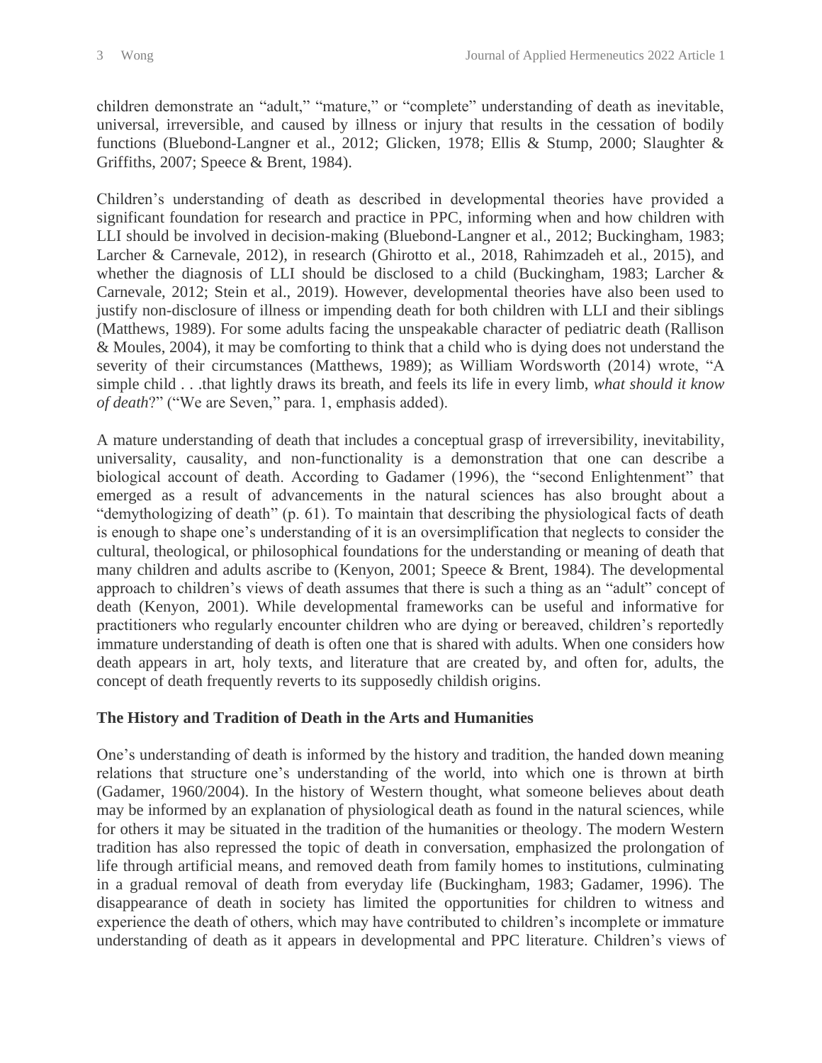children demonstrate an "adult," "mature," or "complete" understanding of death as inevitable, universal, irreversible, and caused by illness or injury that results in the cessation of bodily functions (Bluebond-Langner et al., 2012; Glicken, 1978; Ellis & Stump, 2000; Slaughter & Griffiths, 2007; Speece & Brent, 1984).

Children's understanding of death as described in developmental theories have provided a significant foundation for research and practice in PPC, informing when and how children with LLI should be involved in decision-making (Bluebond-Langner et al., 2012; Buckingham, 1983; Larcher & Carnevale, 2012), in research (Ghirotto et al., 2018, Rahimzadeh et al., 2015), and whether the diagnosis of LLI should be disclosed to a child (Buckingham, 1983; Larcher & Carnevale, 2012; Stein et al., 2019). However, developmental theories have also been used to justify non-disclosure of illness or impending death for both children with LLI and their siblings (Matthews, 1989). For some adults facing the unspeakable character of pediatric death (Rallison & Moules, 2004), it may be comforting to think that a child who is dying does not understand the severity of their circumstances (Matthews, 1989); as William Wordsworth (2014) wrote, "A simple child . . .that lightly draws its breath, and feels its life in every limb, *what should it know of death*?" ("We are Seven," para. 1, emphasis added).

A mature understanding of death that includes a conceptual grasp of irreversibility, inevitability, universality, causality, and non-functionality is a demonstration that one can describe a biological account of death. According to Gadamer (1996), the "second Enlightenment" that emerged as a result of advancements in the natural sciences has also brought about a "demythologizing of death" (p. 61). To maintain that describing the physiological facts of death is enough to shape one's understanding of it is an oversimplification that neglects to consider the cultural, theological, or philosophical foundations for the understanding or meaning of death that many children and adults ascribe to (Kenyon, 2001; Speece & Brent, 1984). The developmental approach to children's views of death assumes that there is such a thing as an "adult" concept of death (Kenyon, 2001). While developmental frameworks can be useful and informative for practitioners who regularly encounter children who are dying or bereaved, children's reportedly immature understanding of death is often one that is shared with adults. When one considers how death appears in art, holy texts, and literature that are created by, and often for, adults, the concept of death frequently reverts to its supposedly childish origins.

## The History and Tradition of Death in the Arts and Humanities

One's understanding of death is informed by the history and tradition, the handed down meaning relations that structure one's understanding of the world, into which one is thrown at birth (Gadamer, 1960/2004). In the history of Western thought, what someone believes about death may be informed by an explanation of physiological death as found in the natural sciences, while for others it may be situated in the tradition of the humanities or theology. The modern Western tradition has also repressed the topic of death in conversation, emphasized the prolongation of life through artificial means, and removed death from family homes to institutions, culminating in a gradual removal of death from everyday life (Buckingham, 1983; Gadamer, 1996). The disappearance of death in society has limited the opportunities for children to witness and experience the death of others, which may have contributed to children's incomplete or immature understanding of death as it appears in developmental and PPC literature. Children's views of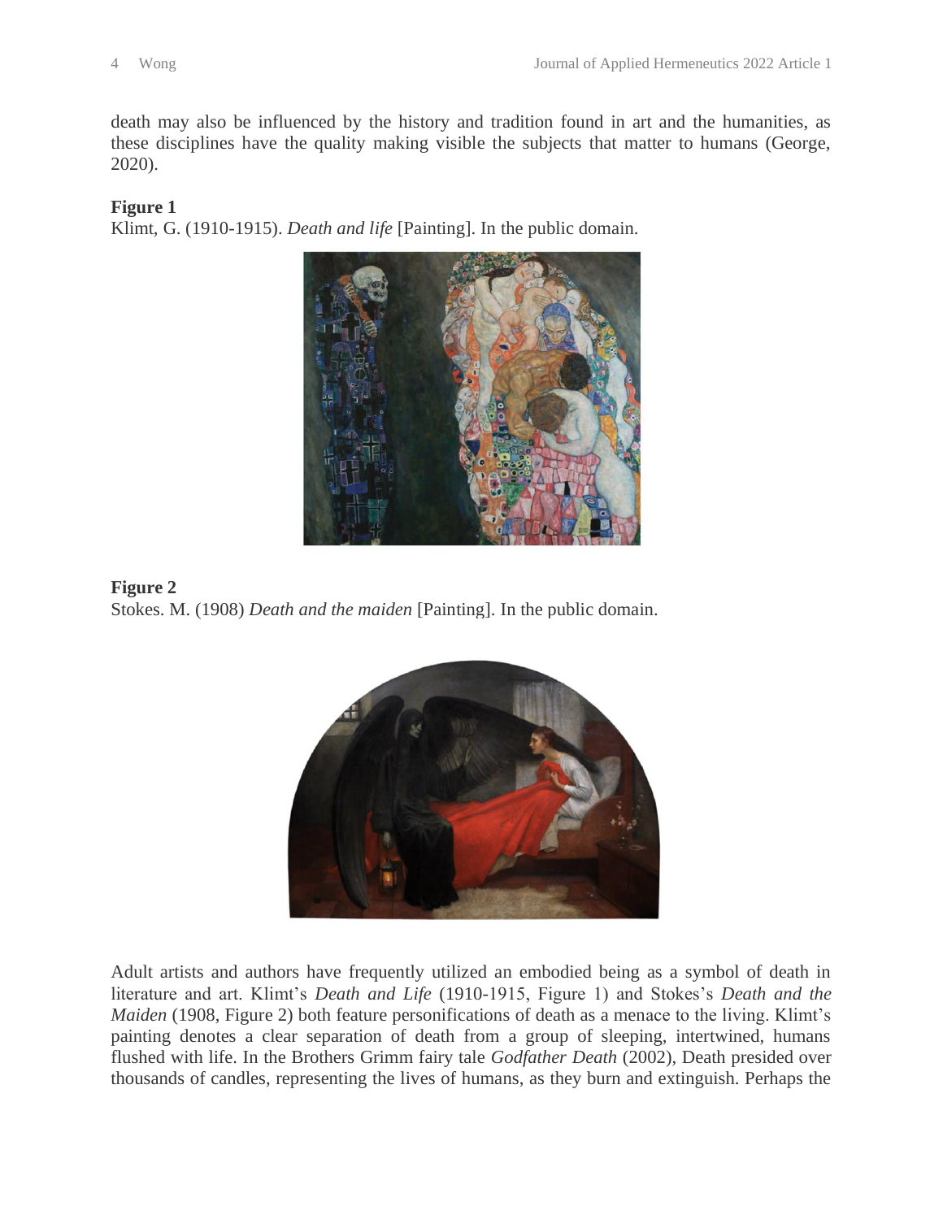death may also be influenced by the history and tradition found in art and the humanities, as these disciplines have the quality making visible the subjects that matter to humans (George, 2020).

**Figure 1**
Klimt, G. (1910-1915). *Death and life* [Painting]. In the public domain.

**Figure 2**
Stokes. M. (1908) *Death and the maiden* [Painting]. In the public domain.

Adult artists and authors have frequently utilized an embodied being as a symbol of death in literature and art. Klimt's *Death and Life* (1910-1915, Figure 1) and Stokes's *Death and the Maiden* (1908, Figure 2) both feature personifications of death as a menace to the living. Klimt's painting denotes a clear separation of death from a group of sleeping, intertwined, humans flushed with life. In the Brothers Grimm fairy tale *Godfather Death* (2002), Death presided over thousands of candles, representing the lives of humans, as they burn and extinguish. Perhaps the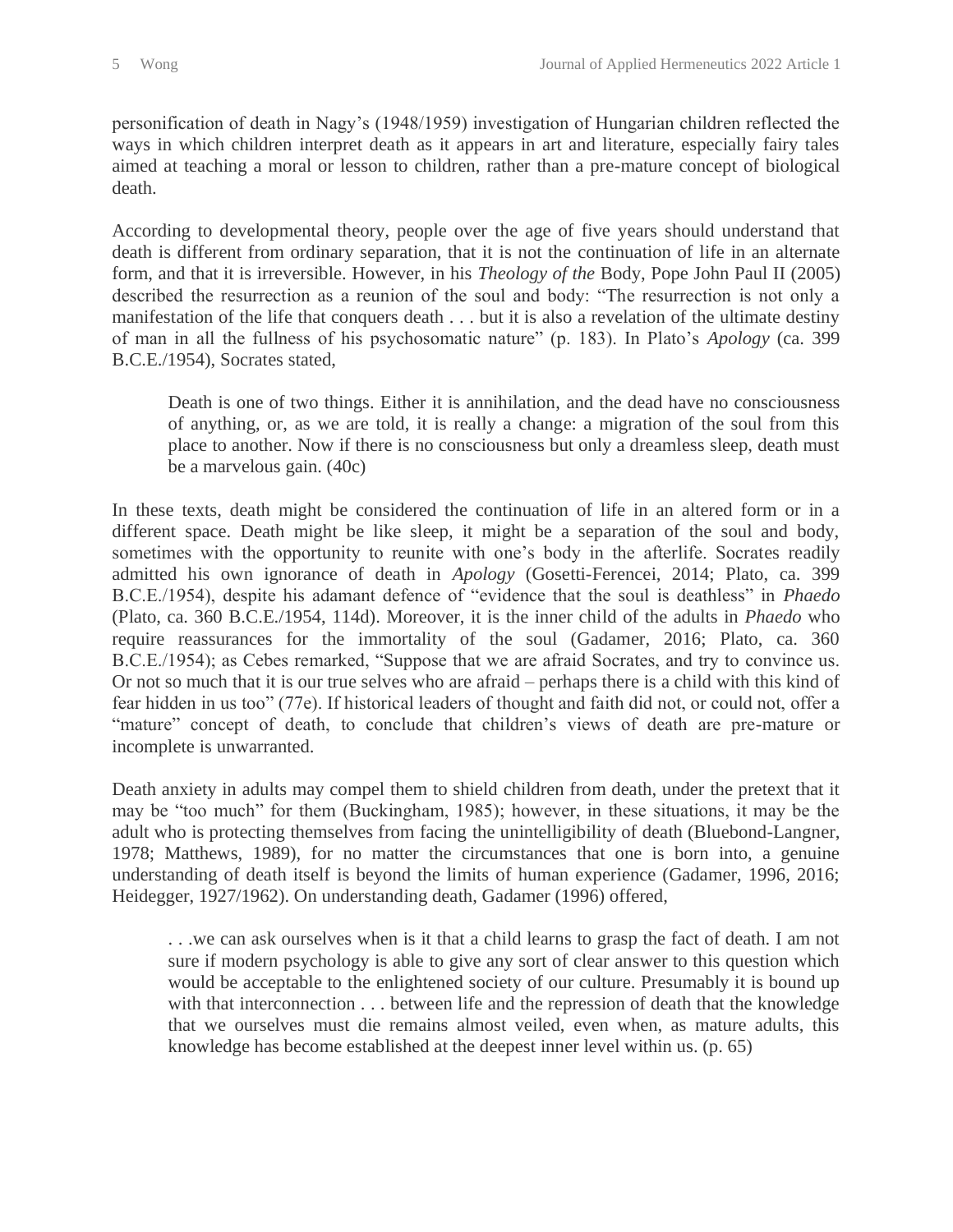personification of death in Nagy's (1948/1959) investigation of Hungarian children reflected the ways in which children interpret death as it appears in art and literature, especially fairy tales aimed at teaching a moral or lesson to children, rather than a pre-mature concept of biological death.

According to developmental theory, people over the age of five years should understand that death is different from ordinary separation, that it is not the continuation of life in an alternate form, and that it is irreversible. However, in his *Theology of the* Body, Pope John Paul II (2005) described the resurrection as a reunion of the soul and body: "The resurrection is not only a manifestation of the life that conquers death . . . but it is also a revelation of the ultimate destiny of man in all the fullness of his psychosomatic nature" (p. 183). In Plato's *Apology* (ca. 399 B.C.E./1954), Socrates stated,

> Death is one of two things. Either it is annihilation, and the dead have no consciousness of anything, or, as we are told, it is really a change: a migration of the soul from this place to another. Now if there is no consciousness but only a dreamless sleep, death must be a marvelous gain. (40c)

In these texts, death might be considered the continuation of life in an altered form or in a different space. Death might be like sleep, it might be a separation of the soul and body, sometimes with the opportunity to reunite with one's body in the afterlife. Socrates readily admitted his own ignorance of death in *Apology* (Gosetti-Ferencei, 2014; Plato, ca. 399 B.C.E./1954), despite his adamant defence of "evidence that the soul is deathless" in *Phaedo* (Plato, ca. 360 B.C.E./1954, 114d). Moreover, it is the inner child of the adults in *Phaedo* who require reassurances for the immortality of the soul (Gadamer, 2016; Plato, ca. 360 B.C.E./1954); as Cebes remarked, "Suppose that we are afraid Socrates, and try to convince us. Or not so much that it is our true selves who are afraid – perhaps there is a child with this kind of fear hidden in us too" (77e). If historical leaders of thought and faith did not, or could not, offer a "mature" concept of death, to conclude that children's views of death are pre-mature or incomplete is unwarranted.

Death anxiety in adults may compel them to shield children from death, under the pretext that it may be "too much" for them (Buckingham, 1985); however, in these situations, it may be the adult who is protecting themselves from facing the unintelligibility of death (Bluebond-Langner, 1978; Matthews, 1989), for no matter the circumstances that one is born into, a genuine understanding of death itself is beyond the limits of human experience (Gadamer, 1996, 2016; Heidegger, 1927/1962). On understanding death, Gadamer (1996) offered,

> . . .we can ask ourselves when is it that a child learns to grasp the fact of death. I am not sure if modern psychology is able to give any sort of clear answer to this question which would be acceptable to the enlightened society of our culture. Presumably it is bound up with that interconnection . . . between life and the repression of death that the knowledge that we ourselves must die remains almost veiled, even when, as mature adults, this knowledge has become established at the deepest inner level within us. (p. 65)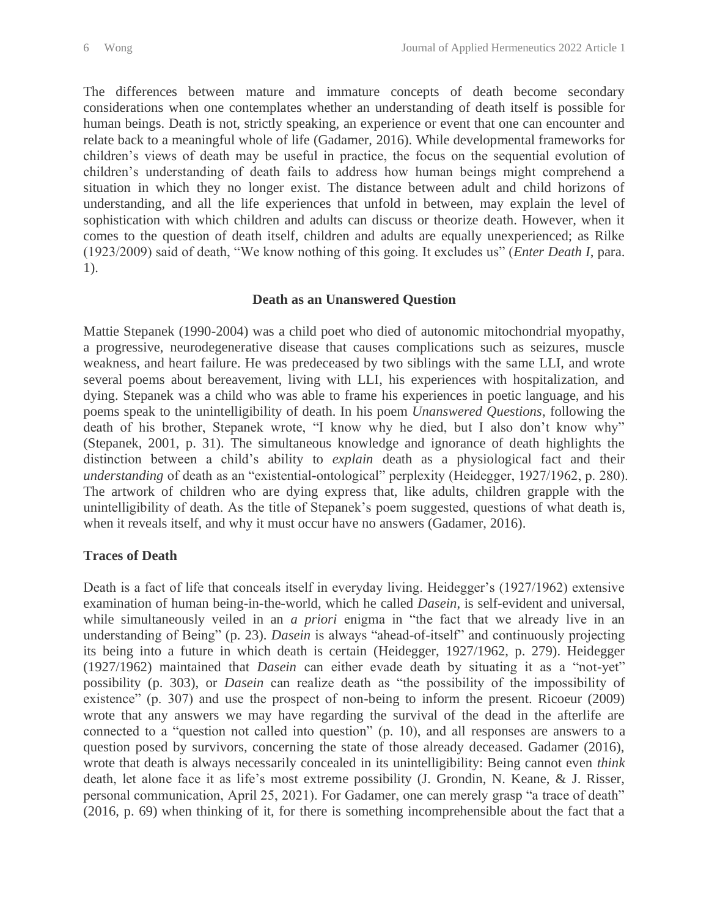The differences between mature and immature concepts of death become secondary considerations when one contemplates whether an understanding of death itself is possible for human beings. Death is not, strictly speaking, an experience or event that one can encounter and relate back to a meaningful whole of life (Gadamer, 2016). While developmental frameworks for children's views of death may be useful in practice, the focus on the sequential evolution of children's understanding of death fails to address how human beings might comprehend a situation in which they no longer exist. The distance between adult and child horizons of understanding, and all the life experiences that unfold in between, may explain the level of sophistication with which children and adults can discuss or theorize death. However, when it comes to the question of death itself, children and adults are equally unexperienced; as Rilke (1923/2009) said of death, "We know nothing of this going. It excludes us" (*Enter Death I*, para. 1).

## Death as an Unanswered Question

Mattie Stepanek (1990-2004) was a child poet who died of autonomic mitochondrial myopathy, a progressive, neurodegenerative disease that causes complications such as seizures, muscle weakness, and heart failure. He was predeceased by two siblings with the same LLI, and wrote several poems about bereavement, living with LLI, his experiences with hospitalization, and dying. Stepanek was a child who was able to frame his experiences in poetic language, and his poems speak to the unintelligibility of death. In his poem *Unanswered Questions*, following the death of his brother, Stepanek wrote, "I know why he died, but I also don't know why" (Stepanek, 2001, p. 31). The simultaneous knowledge and ignorance of death highlights the distinction between a child's ability to *explain* death as a physiological fact and their *understanding* of death as an "existential-ontological" perplexity (Heidegger, 1927/1962, p. 280). The artwork of children who are dying express that, like adults, children grapple with the unintelligibility of death. As the title of Stepanek's poem suggested, questions of what death is, when it reveals itself, and why it must occur have no answers (Gadamer, 2016).

### Traces of Death

Death is a fact of life that conceals itself in everyday living. Heidegger's (1927/1962) extensive examination of human being-in-the-world, which he called *Dasein*, is self-evident and universal, while simultaneously veiled in an *a priori* enigma in "the fact that we already live in an understanding of Being" (p. 23). *Dasein* is always "ahead-of-itself" and continuously projecting its being into a future in which death is certain (Heidegger, 1927/1962, p. 279). Heidegger (1927/1962) maintained that *Dasein* can either evade death by situating it as a "not-yet" possibility (p. 303), or *Dasein* can realize death as "the possibility of the impossibility of existence" (p. 307) and use the prospect of non-being to inform the present. Ricoeur (2009) wrote that any answers we may have regarding the survival of the dead in the afterlife are connected to a "question not called into question" (p. 10), and all responses are answers to a question posed by survivors, concerning the state of those already deceased. Gadamer (2016), wrote that death is always necessarily concealed in its unintelligibility: Being cannot even *think* death, let alone face it as life's most extreme possibility (J. Grondin, N. Keane, & J. Risser, personal communication, April 25, 2021). For Gadamer, one can merely grasp "a trace of death" (2016, p. 69) when thinking of it, for there is something incomprehensible about the fact that a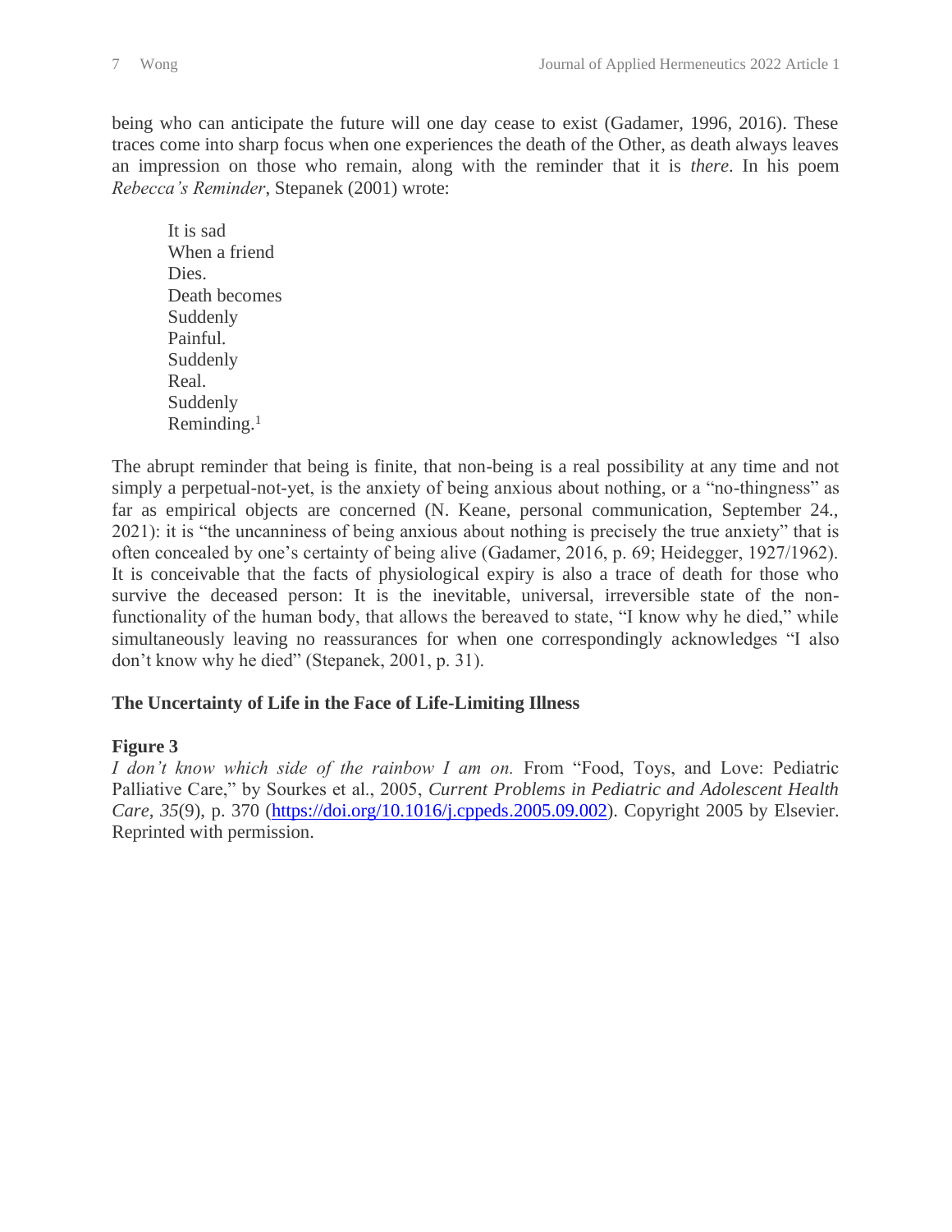being who can anticipate the future will one day cease to exist (Gadamer, 1996, 2016). These traces come into sharp focus when one experiences the death of the Other, as death always leaves an impression on those who remain, along with the reminder that it is *there*. In his poem *Rebecca's Reminder*, Stepanek (2001) wrote:

> It is sad  
> When a friend  
> Dies.  
> Death becomes  
> Suddenly  
> Painful.  
> Suddenly  
> Real.  
> Suddenly  
> Reminding.[1]

The abrupt reminder that being is finite, that non-being is a real possibility at any time and not simply a perpetual-not-yet, is the anxiety of being anxious about nothing, or a "no-thingness" as far as empirical objects are concerned (N. Keane, personal communication, September 24., 2021): it is "the uncanniness of being anxious about nothing is precisely the true anxiety" that is often concealed by one's certainty of being alive (Gadamer, 2016, p. 69; Heidegger, 1927/1962). It is conceivable that the facts of physiological expiry is also a trace of death for those who survive the deceased person: It is the inevitable, universal, irreversible state of the non-functionality of the human body, that allows the bereaved to state, "I know why he died," while simultaneously leaving no reassurances for when one correspondingly acknowledges "I also don't know why he died" (Stepanek, 2001, p. 31).

### The Uncertainty of Life in the Face of Life-Limiting Illness

**Figure 3**

*I don't know which side of the rainbow I am on.* From "Food, Toys, and Love: Pediatric Palliative Care," by Sourkes et al., 2005, *Current Problems in Pediatric and Adolescent Health Care*, *35*(9), p. 370 (https://doi.org/10.1016/j.cppeds.2005.09.002). Copyright 2005 by Elsevier. Reprinted with permission.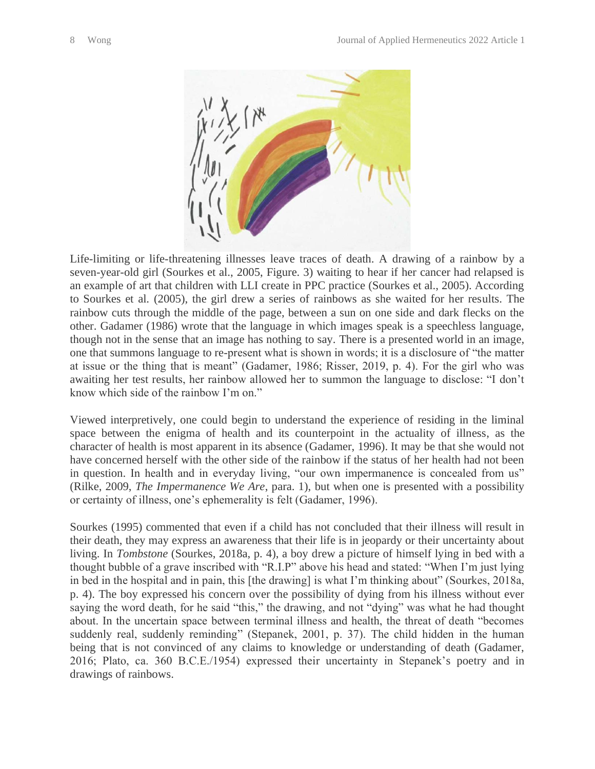Life-limiting or life-threatening illnesses leave traces of death. A drawing of a rainbow by a seven-year-old girl (Sourkes et al., 2005, Figure. 3) waiting to hear if her cancer had relapsed is an example of art that children with LLI create in PPC practice (Sourkes et al., 2005). According to Sourkes et al. (2005), the girl drew a series of rainbows as she waited for her results. The rainbow cuts through the middle of the page, between a sun on one side and dark flecks on the other. Gadamer (1986) wrote that the language in which images speak is a speechless language, though not in the sense that an image has nothing to say. There is a presented world in an image, one that summons language to re-present what is shown in words; it is a disclosure of "the matter at issue or the thing that is meant" (Gadamer, 1986; Risser, 2019, p. 4). For the girl who was awaiting her test results, her rainbow allowed her to summon the language to disclose: "I don't know which side of the rainbow I'm on."

Viewed interpretively, one could begin to understand the experience of residing in the liminal space between the enigma of health and its counterpoint in the actuality of illness, as the character of health is most apparent in its absence (Gadamer, 1996). It may be that she would not have concerned herself with the other side of the rainbow if the status of her health had not been in question. In health and in everyday living, "our own impermanence is concealed from us" (Rilke, 2009, *The Impermanence We Are*, para. 1), but when one is presented with a possibility or certainty of illness, one's ephemerality is felt (Gadamer, 1996).

Sourkes (1995) commented that even if a child has not concluded that their illness will result in their death, they may express an awareness that their life is in jeopardy or their uncertainty about living. In *Tombstone* (Sourkes, 2018a, p. 4), a boy drew a picture of himself lying in bed with a thought bubble of a grave inscribed with "R.I.P" above his head and stated: "When I'm just lying in bed in the hospital and in pain, this [the drawing] is what I'm thinking about" (Sourkes, 2018a, p. 4). The boy expressed his concern over the possibility of dying from his illness without ever saying the word death, for he said "this," the drawing, and not "dying" was what he had thought about. In the uncertain space between terminal illness and health, the threat of death "becomes suddenly real, suddenly reminding" (Stepanek, 2001, p. 37). The child hidden in the human being that is not convinced of any claims to knowledge or understanding of death (Gadamer, 2016; Plato, ca. 360 B.C.E./1954) expressed their uncertainty in Stepanek's poetry and in drawings of rainbows.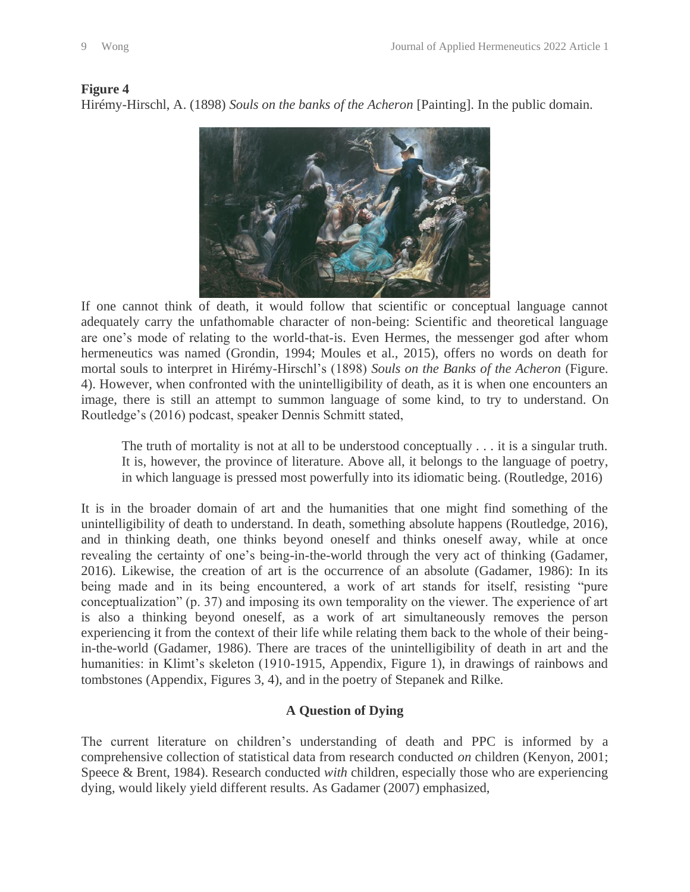**Figure 4**

Hirémy-Hirschl, A. (1898) *Souls on the banks of the Acheron* [Painting]. In the public domain.

If one cannot think of death, it would follow that scientific or conceptual language cannot adequately carry the unfathomable character of non-being: Scientific and theoretical language are one's mode of relating to the world-that-is. Even Hermes, the messenger god after whom hermeneutics was named (Grondin, 1994; Moules et al., 2015), offers no words on death for mortal souls to interpret in Hirémy-Hirschl's (1898) *Souls on the Banks of the Acheron* (Figure. 4). However, when confronted with the unintelligibility of death, as it is when one encounters an image, there is still an attempt to summon language of some kind, to try to understand. On Routledge's (2016) podcast, speaker Dennis Schmitt stated,

> The truth of mortality is not at all to be understood conceptually . . . it is a singular truth. It is, however, the province of literature. Above all, it belongs to the language of poetry, in which language is pressed most powerfully into its idiomatic being. (Routledge, 2016)

It is in the broader domain of art and the humanities that one might find something of the unintelligibility of death to understand. In death, something absolute happens (Routledge, 2016), and in thinking death, one thinks beyond oneself and thinks oneself away, while at once revealing the certainty of one's being-in-the-world through the very act of thinking (Gadamer, 2016). Likewise, the creation of art is the occurrence of an absolute (Gadamer, 1986): In its being made and in its being encountered, a work of art stands for itself, resisting "pure conceptualization" (p. 37) and imposing its own temporality on the viewer. The experience of art is also a thinking beyond oneself, as a work of art simultaneously removes the person experiencing it from the context of their life while relating them back to the whole of their being-in-the-world (Gadamer, 1986). There are traces of the unintelligibility of death in art and the humanities: in Klimt's skeleton (1910-1915, Appendix, Figure 1), in drawings of rainbows and tombstones (Appendix, Figures 3, 4), and in the poetry of Stepanek and Rilke.

## A Question of Dying

The current literature on children's understanding of death and PPC is informed by a comprehensive collection of statistical data from research conducted *on* children (Kenyon, 2001; Speece & Brent, 1984). Research conducted *with* children, especially those who are experiencing dying, would likely yield different results. As Gadamer (2007) emphasized,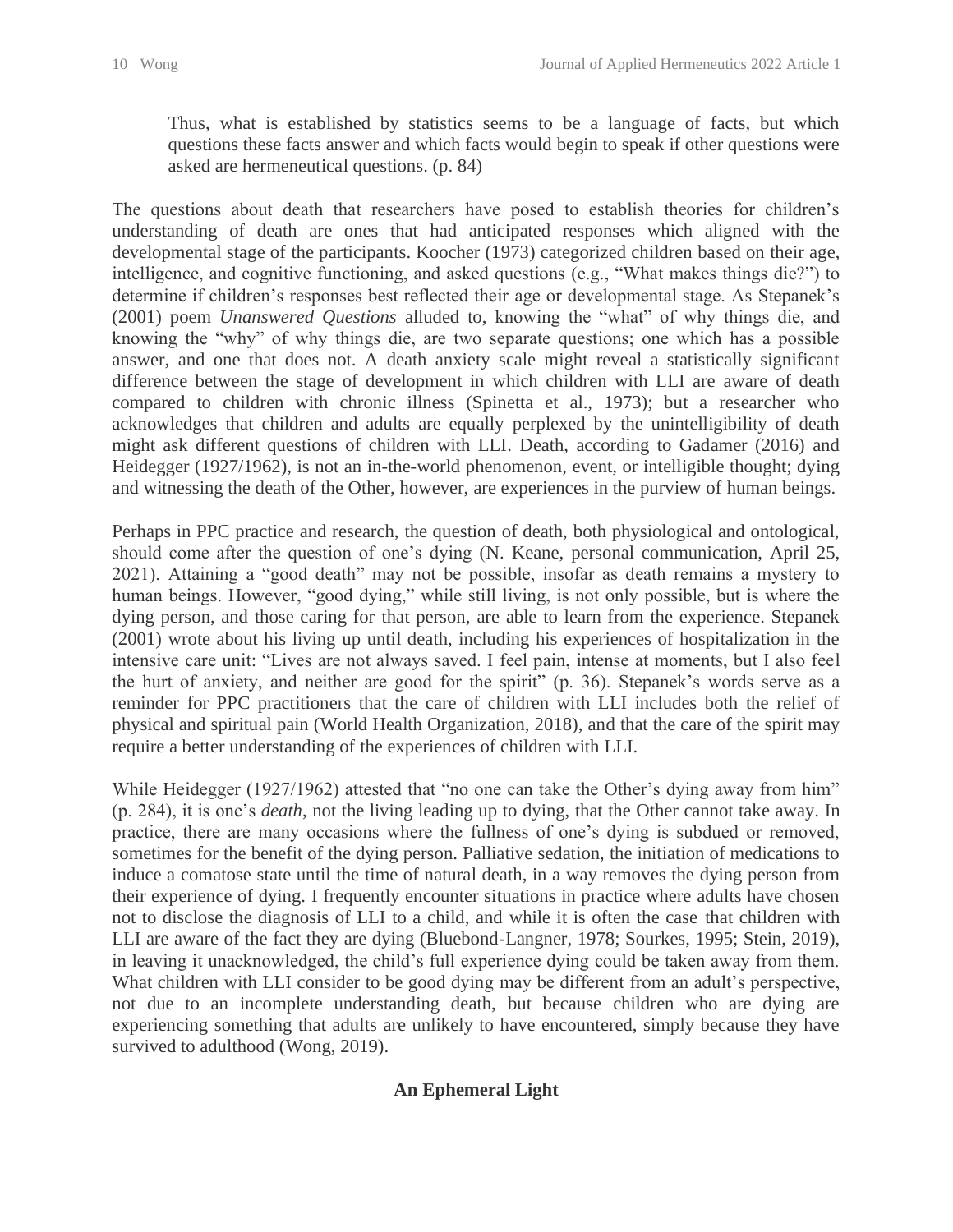> Thus, what is established by statistics seems to be a language of facts, but which questions these facts answer and which facts would begin to speak if other questions were asked are hermeneutical questions. (p. 84)

The questions about death that researchers have posed to establish theories for children's understanding of death are ones that had anticipated responses which aligned with the developmental stage of the participants. Koocher (1973) categorized children based on their age, intelligence, and cognitive functioning, and asked questions (e.g., "What makes things die?") to determine if children's responses best reflected their age or developmental stage. As Stepanek's (2001) poem *Unanswered Questions* alluded to, knowing the "what" of why things die, and knowing the "why" of why things die, are two separate questions; one which has a possible answer, and one that does not. A death anxiety scale might reveal a statistically significant difference between the stage of development in which children with LLI are aware of death compared to children with chronic illness (Spinetta et al., 1973); but a researcher who acknowledges that children and adults are equally perplexed by the unintelligibility of death might ask different questions of children with LLI. Death, according to Gadamer (2016) and Heidegger (1927/1962), is not an in-the-world phenomenon, event, or intelligible thought; dying and witnessing the death of the Other, however, are experiences in the purview of human beings.

Perhaps in PPC practice and research, the question of death, both physiological and ontological, should come after the question of one's dying (N. Keane, personal communication, April 25, 2021). Attaining a "good death" may not be possible, insofar as death remains a mystery to human beings. However, "good dying," while still living, is not only possible, but is where the dying person, and those caring for that person, are able to learn from the experience. Stepanek (2001) wrote about his living up until death, including his experiences of hospitalization in the intensive care unit: "Lives are not always saved. I feel pain, intense at moments, but I also feel the hurt of anxiety, and neither are good for the spirit" (p. 36). Stepanek's words serve as a reminder for PPC practitioners that the care of children with LLI includes both the relief of physical and spiritual pain (World Health Organization, 2018), and that the care of the spirit may require a better understanding of the experiences of children with LLI.

While Heidegger (1927/1962) attested that "no one can take the Other's dying away from him" (p. 284), it is one's *death*, not the living leading up to dying, that the Other cannot take away. In practice, there are many occasions where the fullness of one's dying is subdued or removed, sometimes for the benefit of the dying person. Palliative sedation, the initiation of medications to induce a comatose state until the time of natural death, in a way removes the dying person from their experience of dying. I frequently encounter situations in practice where adults have chosen not to disclose the diagnosis of LLI to a child, and while it is often the case that children with LLI are aware of the fact they are dying (Bluebond-Langner, 1978; Sourkes, 1995; Stein, 2019), in leaving it unacknowledged, the child's full experience dying could be taken away from them. What children with LLI consider to be good dying may be different from an adult's perspective, not due to an incomplete understanding death, but because children who are dying are experiencing something that adults are unlikely to have encountered, simply because they have survived to adulthood (Wong, 2019).

## An Ephemeral Light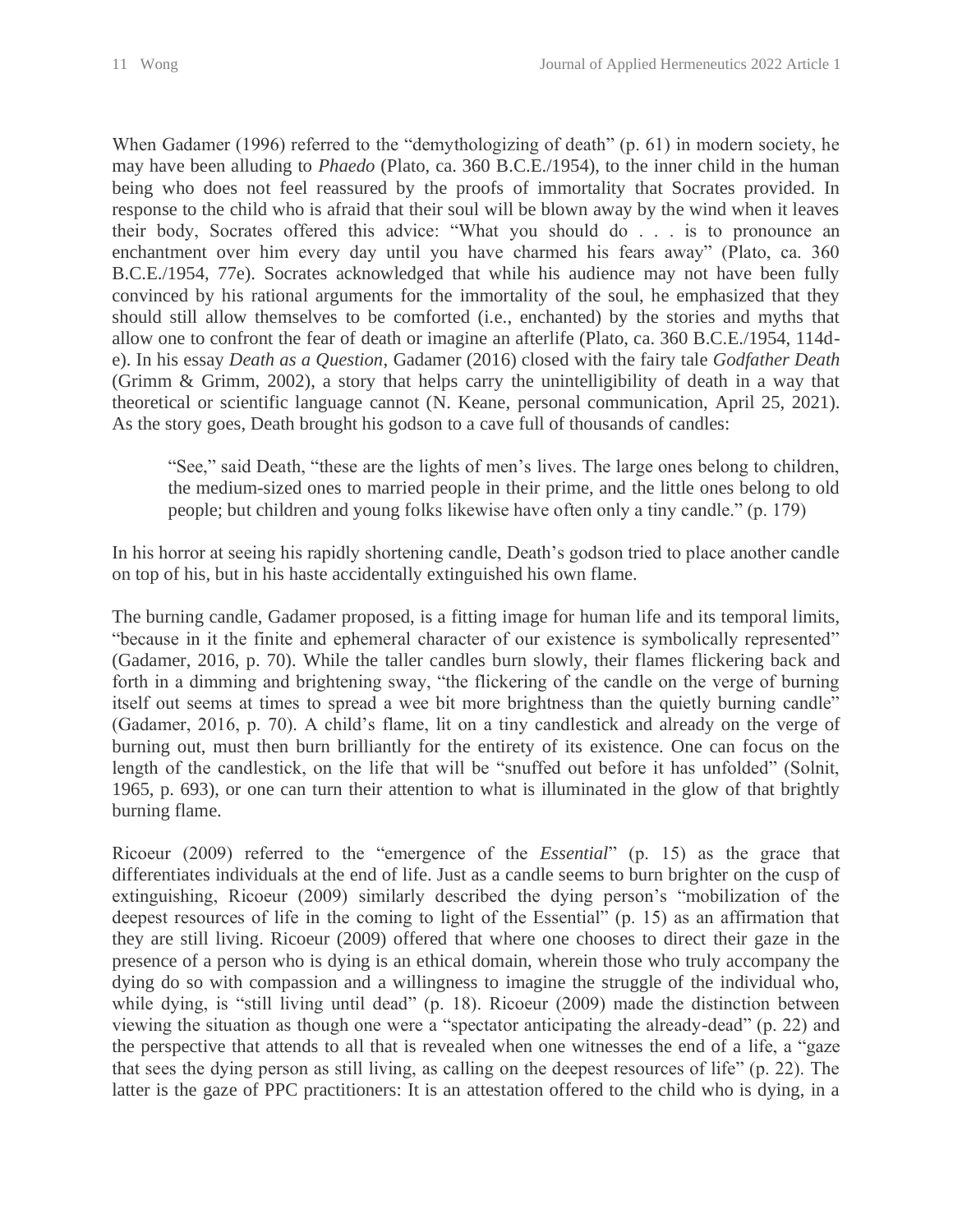When Gadamer (1996) referred to the "demythologizing of death" (p. 61) in modern society, he may have been alluding to *Phaedo* (Plato, ca. 360 B.C.E./1954), to the inner child in the human being who does not feel reassured by the proofs of immortality that Socrates provided. In response to the child who is afraid that their soul will be blown away by the wind when it leaves their body, Socrates offered this advice: "What you should do . . . is to pronounce an enchantment over him every day until you have charmed his fears away" (Plato, ca. 360 B.C.E./1954, 77e). Socrates acknowledged that while his audience may not have been fully convinced by his rational arguments for the immortality of the soul, he emphasized that they should still allow themselves to be comforted (i.e., enchanted) by the stories and myths that allow one to confront the fear of death or imagine an afterlife (Plato, ca. 360 B.C.E./1954, 114d-e). In his essay *Death as a Question*, Gadamer (2016) closed with the fairy tale *Godfather Death* (Grimm & Grimm, 2002), a story that helps carry the unintelligibility of death in a way that theoretical or scientific language cannot (N. Keane, personal communication, April 25, 2021). As the story goes, Death brought his godson to a cave full of thousands of candles:

> "See," said Death, "these are the lights of men's lives. The large ones belong to children, the medium-sized ones to married people in their prime, and the little ones belong to old people; but children and young folks likewise have often only a tiny candle." (p. 179)

In his horror at seeing his rapidly shortening candle, Death's godson tried to place another candle on top of his, but in his haste accidentally extinguished his own flame.

The burning candle, Gadamer proposed, is a fitting image for human life and its temporal limits, "because in it the finite and ephemeral character of our existence is symbolically represented" (Gadamer, 2016, p. 70). While the taller candles burn slowly, their flames flickering back and forth in a dimming and brightening sway, "the flickering of the candle on the verge of burning itself out seems at times to spread a wee bit more brightness than the quietly burning candle" (Gadamer, 2016, p. 70). A child's flame, lit on a tiny candlestick and already on the verge of burning out, must then burn brilliantly for the entirety of its existence. One can focus on the length of the candlestick, on the life that will be "snuffed out before it has unfolded" (Solnit, 1965, p. 693), or one can turn their attention to what is illuminated in the glow of that brightly burning flame.

Ricoeur (2009) referred to the "emergence of the *Essential*" (p. 15) as the grace that differentiates individuals at the end of life. Just as a candle seems to burn brighter on the cusp of extinguishing, Ricoeur (2009) similarly described the dying person's "mobilization of the deepest resources of life in the coming to light of the Essential" (p. 15) as an affirmation that they are still living. Ricoeur (2009) offered that where one chooses to direct their gaze in the presence of a person who is dying is an ethical domain, wherein those who truly accompany the dying do so with compassion and a willingness to imagine the struggle of the individual who, while dying, is "still living until dead" (p. 18). Ricoeur (2009) made the distinction between viewing the situation as though one were a "spectator anticipating the already-dead" (p. 22) and the perspective that attends to all that is revealed when one witnesses the end of a life, a "gaze that sees the dying person as still living, as calling on the deepest resources of life" (p. 22). The latter is the gaze of PPC practitioners: It is an attestation offered to the child who is dying, in a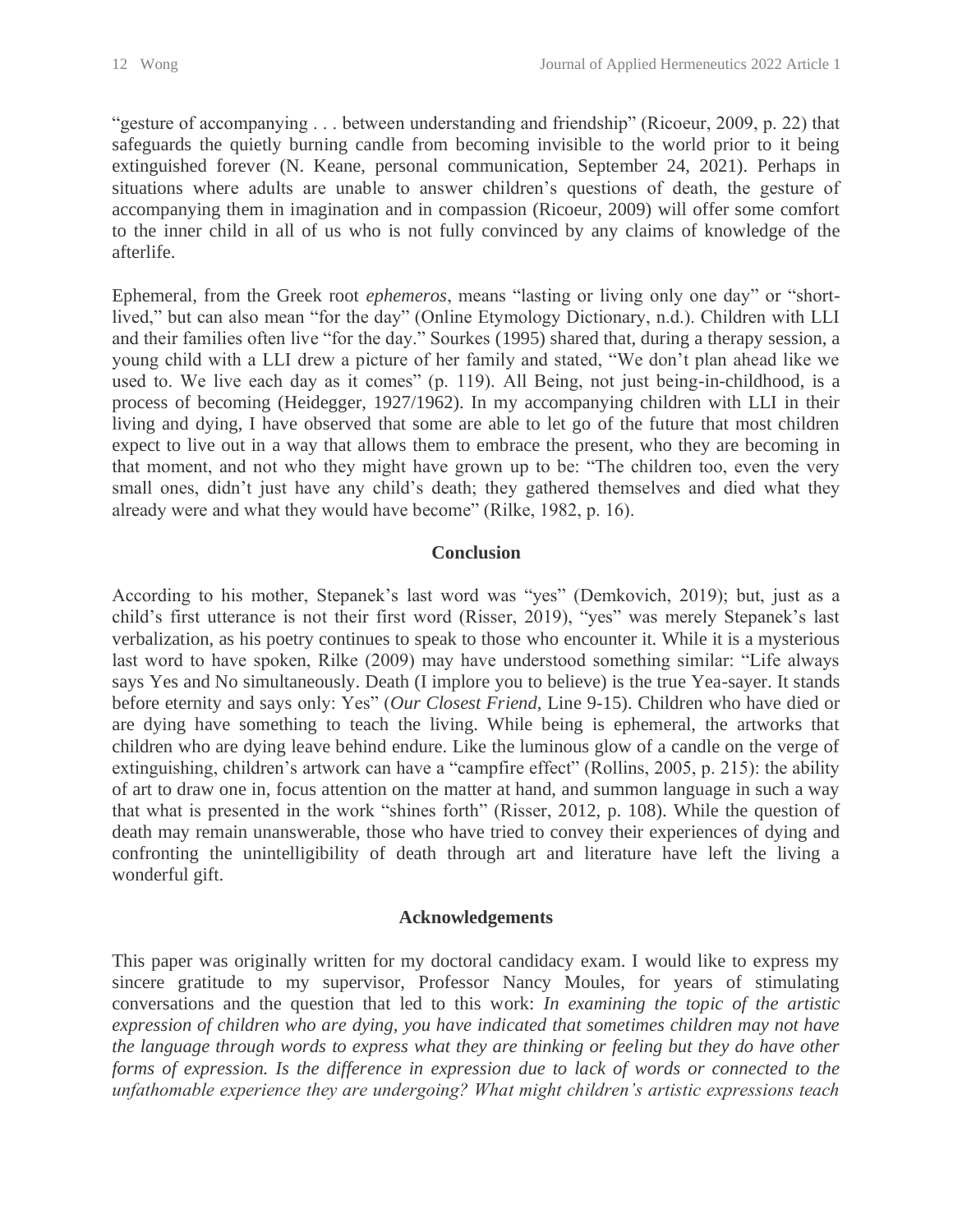"gesture of accompanying . . . between understanding and friendship" (Ricoeur, 2009, p. 22) that safeguards the quietly burning candle from becoming invisible to the world prior to it being extinguished forever (N. Keane, personal communication, September 24, 2021). Perhaps in situations where adults are unable to answer children's questions of death, the gesture of accompanying them in imagination and in compassion (Ricoeur, 2009) will offer some comfort to the inner child in all of us who is not fully convinced by any claims of knowledge of the afterlife.

Ephemeral, from the Greek root *ephemeros*, means "lasting or living only one day" or "short-lived," but can also mean "for the day" (Online Etymology Dictionary, n.d.). Children with LLI and their families often live "for the day." Sourkes (1995) shared that, during a therapy session, a young child with a LLI drew a picture of her family and stated, "We don't plan ahead like we used to. We live each day as it comes" (p. 119). All Being, not just being-in-childhood, is a process of becoming (Heidegger, 1927/1962). In my accompanying children with LLI in their living and dying, I have observed that some are able to let go of the future that most children expect to live out in a way that allows them to embrace the present, who they are becoming in that moment, and not who they might have grown up to be: "The children too, even the very small ones, didn't just have any child's death; they gathered themselves and died what they already were and what they would have become" (Rilke, 1982, p. 16).

## Conclusion

According to his mother, Stepanek's last word was "yes" (Demkovich, 2019); but, just as a child's first utterance is not their first word (Risser, 2019), "yes" was merely Stepanek's last verbalization, as his poetry continues to speak to those who encounter it. While it is a mysterious last word to have spoken, Rilke (2009) may have understood something similar: "Life always says Yes and No simultaneously. Death (I implore you to believe) is the true Yea-sayer. It stands before eternity and says only: Yes" (*Our Closest Friend*, Line 9-15). Children who have died or are dying have something to teach the living. While being is ephemeral, the artworks that children who are dying leave behind endure. Like the luminous glow of a candle on the verge of extinguishing, children's artwork can have a "campfire effect" (Rollins, 2005, p. 215): the ability of art to draw one in, focus attention on the matter at hand, and summon language in such a way that what is presented in the work "shines forth" (Risser, 2012, p. 108). While the question of death may remain unanswerable, those who have tried to convey their experiences of dying and confronting the unintelligibility of death through art and literature have left the living a wonderful gift.

## Acknowledgements

This paper was originally written for my doctoral candidacy exam. I would like to express my sincere gratitude to my supervisor, Professor Nancy Moules, for years of stimulating conversations and the question that led to this work: *In examining the topic of the artistic expression of children who are dying, you have indicated that sometimes children may not have the language through words to express what they are thinking or feeling but they do have other forms of expression. Is the difference in expression due to lack of words or connected to the unfathomable experience they are undergoing? What might children's artistic expressions teach*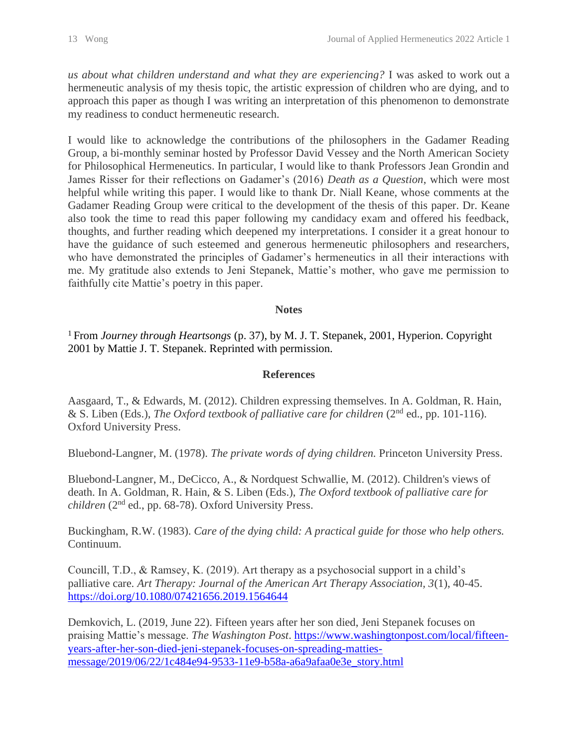*us about what children understand and what they are experiencing?* I was asked to work out a hermeneutic analysis of my thesis topic, the artistic expression of children who are dying, and to approach this paper as though I was writing an interpretation of this phenomenon to demonstrate my readiness to conduct hermeneutic research.

I would like to acknowledge the contributions of the philosophers in the Gadamer Reading Group, a bi-monthly seminar hosted by Professor David Vessey and the North American Society for Philosophical Hermeneutics. In particular, I would like to thank Professors Jean Grondin and James Risser for their reflections on Gadamer's (2016) *Death as a Question*, which were most helpful while writing this paper. I would like to thank Dr. Niall Keane, whose comments at the Gadamer Reading Group were critical to the development of the thesis of this paper. Dr. Keane also took the time to read this paper following my candidacy exam and offered his feedback, thoughts, and further reading which deepened my interpretations. I consider it a great honour to have the guidance of such esteemed and generous hermeneutic philosophers and researchers, who have demonstrated the principles of Gadamer's hermeneutics in all their interactions with me. My gratitude also extends to Jeni Stepanek, Mattie's mother, who gave me permission to faithfully cite Mattie's poetry in this paper.

## Notes

[1] From *Journey through Heartsongs* (p. 37), by M. J. T. Stepanek, 2001, Hyperion. Copyright 2001 by Mattie J. T. Stepanek. Reprinted with permission.

## References

Aasgaard, T., & Edwards, M. (2012). Children expressing themselves. In A. Goldman, R. Hain, & S. Liben (Eds.), *The Oxford textbook of palliative care for children* (2nd ed., pp. 101-116). Oxford University Press.

Bluebond-Langner, M. (1978). *The private words of dying children.* Princeton University Press.

Bluebond-Langner, M., DeCicco, A., & Nordquest Schwallie, M. (2012). Children's views of death. In A. Goldman, R. Hain, & S. Liben (Eds.), *The Oxford textbook of palliative care for children* (2nd ed., pp. 68-78). Oxford University Press.

Buckingham, R.W. (1983). *Care of the dying child: A practical guide for those who help others.* Continuum.

Councill, T.D., & Ramsey, K. (2019). Art therapy as a psychosocial support in a child's palliative care. *Art Therapy: Journal of the American Art Therapy Association, 3*(1), 40-45. https://doi.org/10.1080/07421656.2019.1564644

Demkovich, L. (2019, June 22). Fifteen years after her son died, Jeni Stepanek focuses on praising Mattie's message. *The Washington Post*. https://www.washingtonpost.com/local/fifteen-years-after-her-son-died-jeni-stepanek-focuses-on-spreading-matties-message/2019/06/22/1c484e94-9533-11e9-b58a-a6a9afaa0e3e_story.html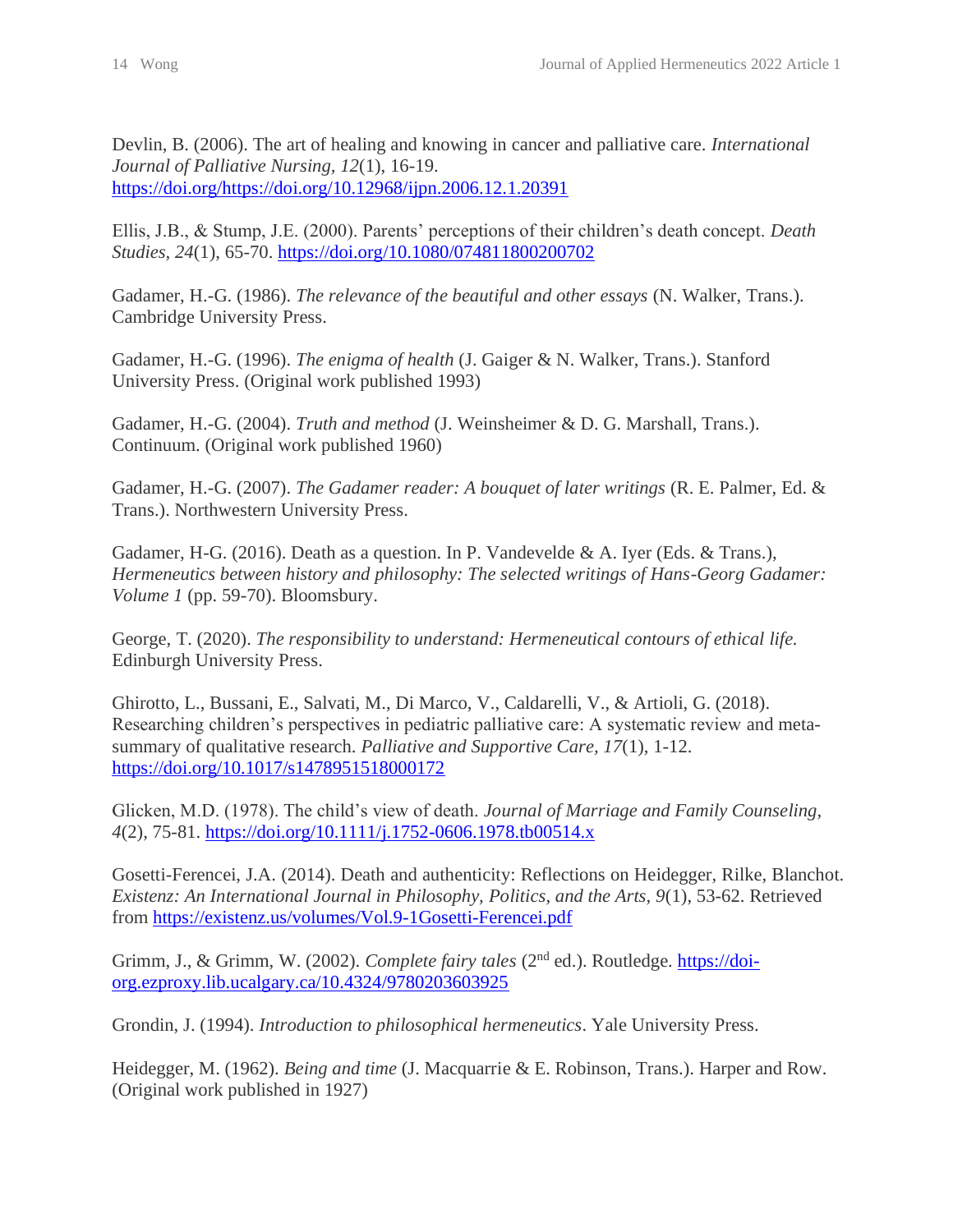Devlin, B. (2006). The art of healing and knowing in cancer and palliative care. *International Journal of Palliative Nursing, 12*(1), 16-19. https://doi.org/https://doi.org/10.12968/ijpn.2006.12.1.20391

Ellis, J.B., & Stump, J.E. (2000). Parents' perceptions of their children's death concept. *Death Studies, 24*(1), 65-70. https://doi.org/10.1080/074811800200702

Gadamer, H.-G. (1986). *The relevance of the beautiful and other essays* (N. Walker, Trans.). Cambridge University Press.

Gadamer, H.-G. (1996). *The enigma of health* (J. Gaiger & N. Walker, Trans.). Stanford University Press. (Original work published 1993)

Gadamer, H.-G. (2004). *Truth and method* (J. Weinsheimer & D. G. Marshall, Trans.). Continuum. (Original work published 1960)

Gadamer, H.-G. (2007). *The Gadamer reader: A bouquet of later writings* (R. E. Palmer, Ed. & Trans.). Northwestern University Press.

Gadamer, H-G. (2016). Death as a question. In P. Vandevelde & A. Iyer (Eds. & Trans.), *Hermeneutics between history and philosophy: The selected writings of Hans-Georg Gadamer: Volume 1* (pp. 59-70). Bloomsbury.

George, T. (2020). *The responsibility to understand: Hermeneutical contours of ethical life.* Edinburgh University Press.

Ghirotto, L., Bussani, E., Salvati, M., Di Marco, V., Caldarelli, V., & Artioli, G. (2018). Researching children's perspectives in pediatric palliative care: A systematic review and meta-summary of qualitative research. *Palliative and Supportive Care, 17*(1), 1-12. https://doi.org/10.1017/s1478951518000172

Glicken, M.D. (1978). The child's view of death. *Journal of Marriage and Family Counseling, 4*(2), 75-81. https://doi.org/10.1111/j.1752-0606.1978.tb00514.x

Gosetti-Ferencei, J.A. (2014). Death and authenticity: Reflections on Heidegger, Rilke, Blanchot. *Existenz: An International Journal in Philosophy, Politics, and the Arts, 9*(1), 53-62. Retrieved from https://existenz.us/volumes/Vol.9-1Gosetti-Ferencei.pdf

Grimm, J., & Grimm, W. (2002). *Complete fairy tales* (2nd ed.). Routledge. https://doi-org.ezproxy.lib.ucalgary.ca/10.4324/9780203603925

Grondin, J. (1994). *Introduction to philosophical hermeneutics*. Yale University Press.

Heidegger, M. (1962). *Being and time* (J. Macquarrie & E. Robinson, Trans.). Harper and Row. (Original work published in 1927)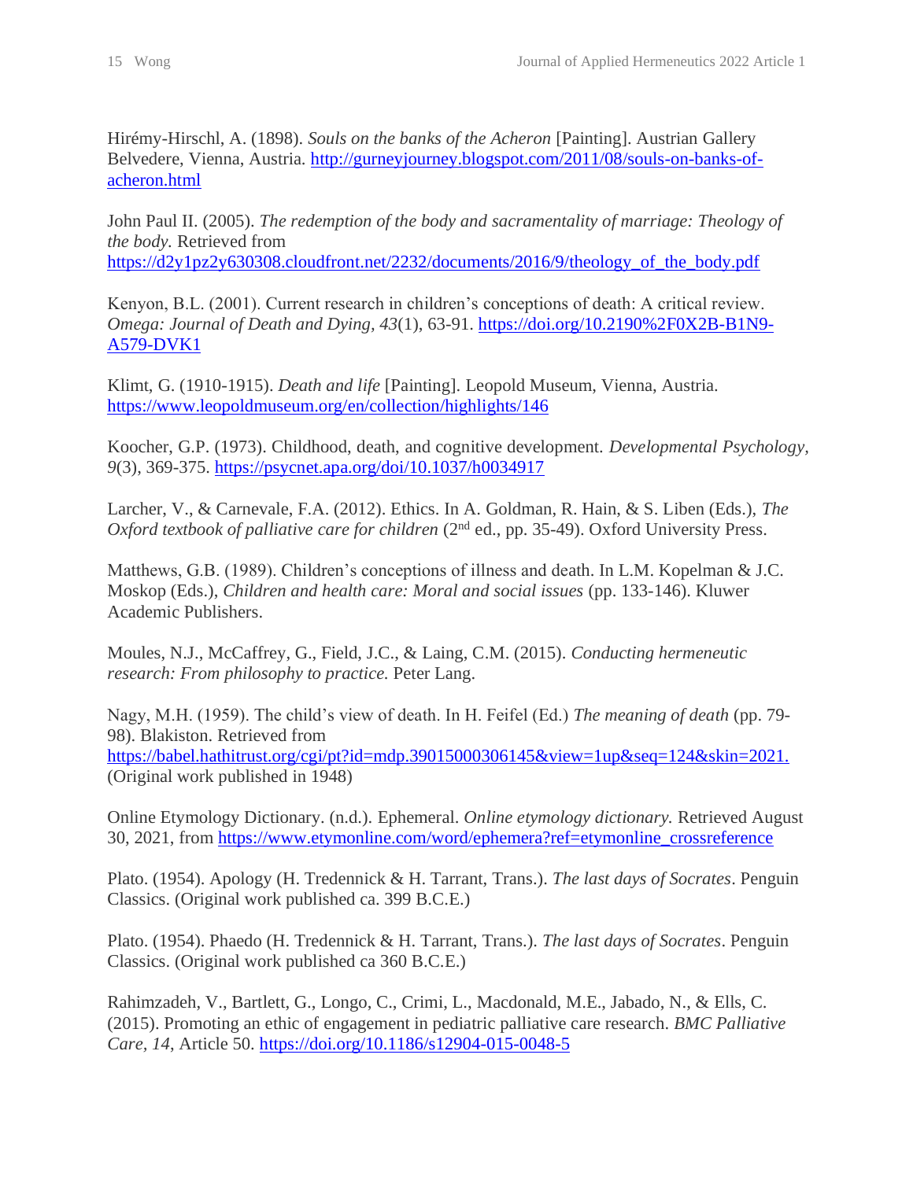Hirémy-Hirschl, A. (1898). *Souls on the banks of the Acheron* [Painting]. Austrian Gallery Belvedere, Vienna, Austria. http://gurneyjourney.blogspot.com/2011/08/souls-on-banks-of-acheron.html

John Paul II. (2005). *The redemption of the body and sacramentality of marriage: Theology of the body.* Retrieved from https://d2y1pz2y630308.cloudfront.net/2232/documents/2016/9/theology_of_the_body.pdf

Kenyon, B.L. (2001). Current research in children's conceptions of death: A critical review. *Omega: Journal of Death and Dying, 43*(1), 63-91. https://doi.org/10.2190%2F0X2B-B1N9-A579-DVK1

Klimt, G. (1910-1915). *Death and life* [Painting]. Leopold Museum, Vienna, Austria. https://www.leopoldmuseum.org/en/collection/highlights/146

Koocher, G.P. (1973). Childhood, death, and cognitive development. *Developmental Psychology, 9*(3), 369-375. https://psycnet.apa.org/doi/10.1037/h0034917

Larcher, V., & Carnevale, F.A. (2012). Ethics. In A. Goldman, R. Hain, & S. Liben (Eds.), *The Oxford textbook of palliative care for children* (2nd ed., pp. 35-49). Oxford University Press.

Matthews, G.B. (1989). Children's conceptions of illness and death. In L.M. Kopelman & J.C. Moskop (Eds.), *Children and health care: Moral and social issues* (pp. 133-146). Kluwer Academic Publishers.

Moules, N.J., McCaffrey, G., Field, J.C., & Laing, C.M. (2015). *Conducting hermeneutic research: From philosophy to practice.* Peter Lang.

Nagy, M.H. (1959). The child's view of death. In H. Feifel (Ed.) *The meaning of death* (pp. 79-98). Blakiston. Retrieved from https://babel.hathitrust.org/cgi/pt?id=mdp.39015000306145&view=1up&seq=124&skin=2021. (Original work published in 1948)

Online Etymology Dictionary. (n.d.). Ephemeral. *Online etymology dictionary.* Retrieved August 30, 2021, from https://www.etymonline.com/word/ephemera?ref=etymonline_crossreference

Plato. (1954). Apology (H. Tredennick & H. Tarrant, Trans.). *The last days of Socrates*. Penguin Classics. (Original work published ca. 399 B.C.E.)

Plato. (1954). Phaedo (H. Tredennick & H. Tarrant, Trans.). *The last days of Socrates*. Penguin Classics. (Original work published ca 360 B.C.E.)

Rahimzadeh, V., Bartlett, G., Longo, C., Crimi, L., Macdonald, M.E., Jabado, N., & Ells, C. (2015). Promoting an ethic of engagement in pediatric palliative care research. *BMC Palliative Care, 14*, Article 50. https://doi.org/10.1186/s12904-015-0048-5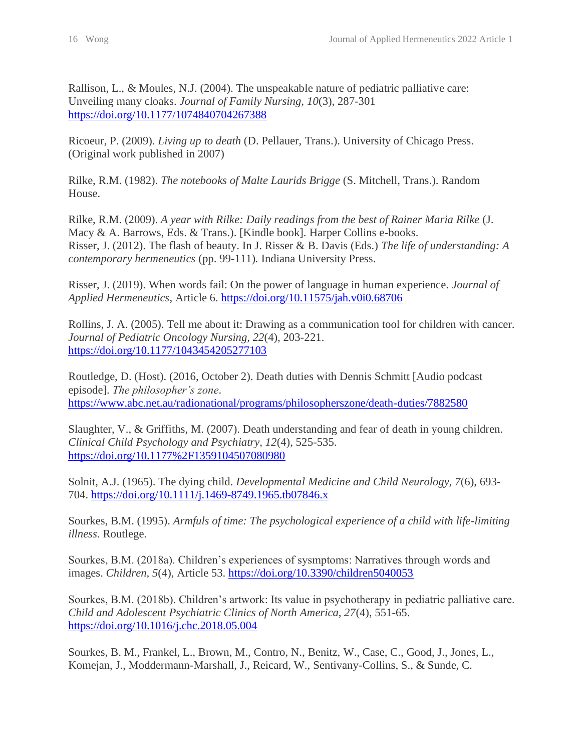Rallison, L., & Moules, N.J. (2004). The unspeakable nature of pediatric palliative care: Unveiling many cloaks. *Journal of Family Nursing, 10*(3), 287-301 https://doi.org/10.1177/1074840704267388

Ricoeur, P. (2009). *Living up to death* (D. Pellauer, Trans.). University of Chicago Press. (Original work published in 2007)

Rilke, R.M. (1982). *The notebooks of Malte Laurids Brigge* (S. Mitchell, Trans.). Random House.

Rilke, R.M. (2009). *A year with Rilke: Daily readings from the best of Rainer Maria Rilke* (J. Macy & A. Barrows, Eds. & Trans.). [Kindle book]. Harper Collins e-books.

Risser, J. (2012). The flash of beauty. In J. Risser & B. Davis (Eds.) *The life of understanding: A contemporary hermeneutics* (pp. 99-111)*.* Indiana University Press.

Risser, J. (2019). When words fail: On the power of language in human experience. *Journal of Applied Hermeneutics*, Article 6. https://doi.org/10.11575/jah.v0i0.68706

Rollins, J. A. (2005). Tell me about it: Drawing as a communication tool for children with cancer. *Journal of Pediatric Oncology Nursing, 22*(4), 203-221. https://doi.org/10.1177/1043454205277103

Routledge, D. (Host). (2016, October 2). Death duties with Dennis Schmitt [Audio podcast episode]. *The philosopher's zone*. https://www.abc.net.au/radionational/programs/philosopherszone/death-duties/7882580

Slaughter, V., & Griffiths, M. (2007). Death understanding and fear of death in young children. *Clinical Child Psychology and Psychiatry*, *12*(4), 525-535. https://doi.org/10.1177%2F1359104507080980

Solnit, A.J. (1965). The dying child. *Developmental Medicine and Child Neurology, 7*(6), 693-704. https://doi.org/10.1111/j.1469-8749.1965.tb07846.x

Sourkes, B.M. (1995). *Armfuls of time: The psychological experience of a child with life-limiting illness.* Routlege.

Sourkes, B.M. (2018a). Children's experiences of sysmptoms: Narratives through words and images. *Children*, *5*(4), Article 53. https://doi.org/10.3390/children5040053

Sourkes, B.M. (2018b). Children's artwork: Its value in psychotherapy in pediatric palliative care. *Child and Adolescent Psychiatric Clinics of North America*, *27*(4), 551-65. https://doi.org/10.1016/j.chc.2018.05.004

Sourkes, B. M., Frankel, L., Brown, M., Contro, N., Benitz, W., Case, C., Good, J., Jones, L., Komejan, J., Moddermann-Marshall, J., Reicard, W., Sentivany-Collins, S., & Sunde, C.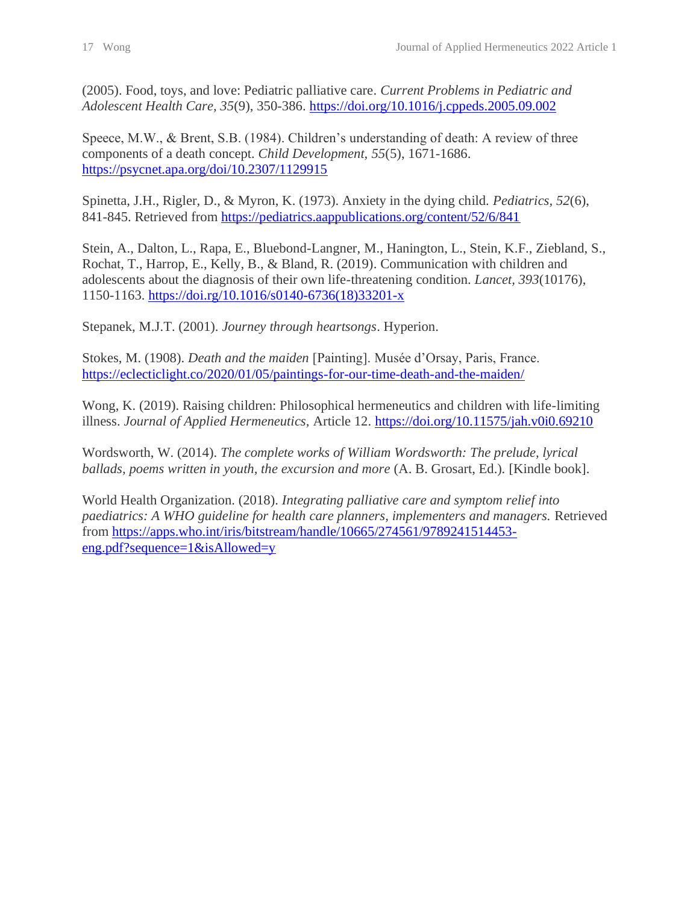(2005). Food, toys, and love: Pediatric palliative care. *Current Problems in Pediatric and Adolescent Health Care, 35*(9), 350-386. https://doi.org/10.1016/j.cppeds.2005.09.002

Speece, M.W., & Brent, S.B. (1984). Children's understanding of death: A review of three components of a death concept. *Child Development, 55*(5), 1671-1686. https://psycnet.apa.org/doi/10.2307/1129915

Spinetta, J.H., Rigler, D., & Myron, K. (1973). Anxiety in the dying child. *Pediatrics, 52*(6), 841-845. Retrieved from https://pediatrics.aappublications.org/content/52/6/841

Stein, A., Dalton, L., Rapa, E., Bluebond-Langner, M., Hanington, L., Stein, K.F., Ziebland, S., Rochat, T., Harrop, E., Kelly, B., & Bland, R. (2019). Communication with children and adolescents about the diagnosis of their own life-threatening condition. *Lancet, 393*(10176), 1150-1163. https://doi.rg/10.1016/s0140-6736(18)33201-x

Stepanek, M.J.T. (2001). *Journey through heartsongs*. Hyperion.

Stokes, M. (1908). *Death and the maiden* [Painting]. Musée d'Orsay, Paris, France. https://eclecticlight.co/2020/01/05/paintings-for-our-time-death-and-the-maiden/

Wong, K. (2019). Raising children: Philosophical hermeneutics and children with life-limiting illness. *Journal of Applied Hermeneutics,* Article 12. https://doi.org/10.11575/jah.v0i0.69210

Wordsworth, W. (2014). *The complete works of William Wordsworth: The prelude, lyrical ballads, poems written in youth, the excursion and more* (A. B. Grosart, Ed.). [Kindle book].

World Health Organization. (2018). *Integrating palliative care and symptom relief into paediatrics: A WHO guideline for health care planners, implementers and managers.* Retrieved from https://apps.who.int/iris/bitstream/handle/10665/274561/9789241514453-eng.pdf?sequence=1&isAllowed=y